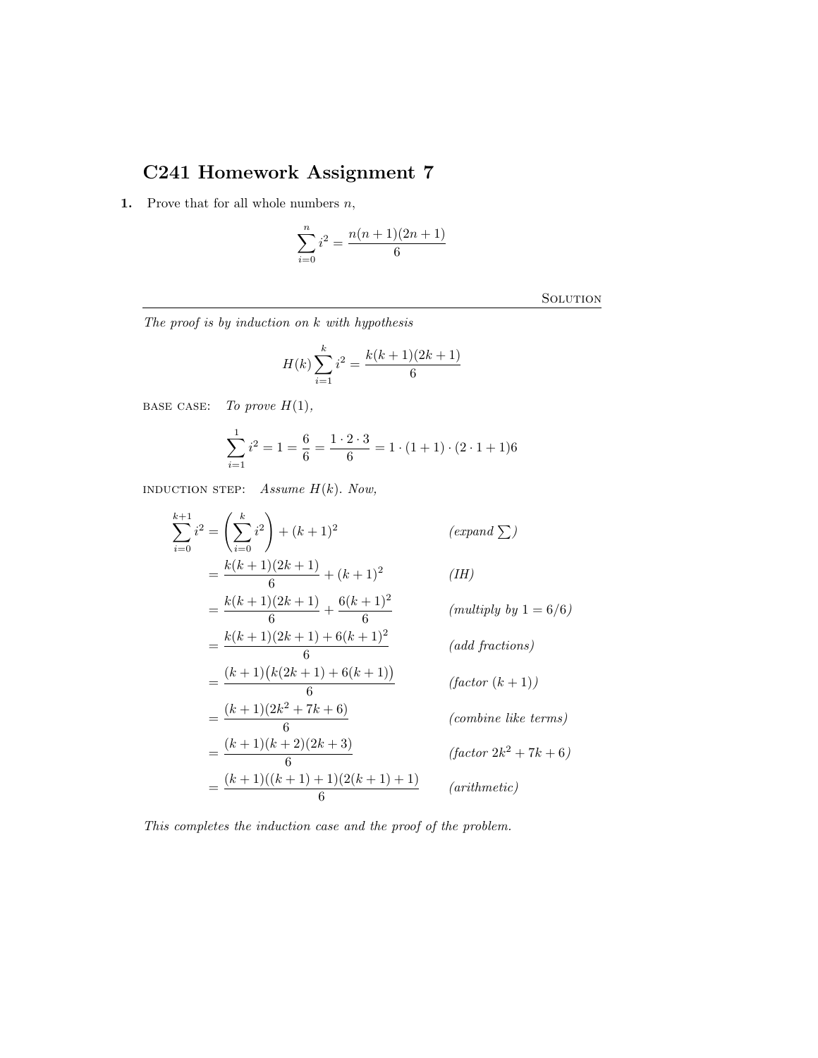# C241 Homework Assignment 7

**1.** Prove that for all whole numbers $n$,

$$\sum_{i=0}^{n} i^2 = \frac{n(n+1)(2n+1)}{6}$$

Solution

---

*The proof is by induction on $k$ with hypothesis*

$$H(k) \sum_{i=1}^{k} i^2 = \frac{k(k+1)(2k+1)}{6}$$

BASE CASE: *To prove $H(1)$,*

$$\sum_{i=1}^{1} i^2 = 1 = \frac{6}{6} = \frac{1 \cdot 2 \cdot 3}{6} = 1 \cdot (1+1) \cdot (2 \cdot 1 + 1)6$$

INDUCTION STEP: *Assume $H(k)$. Now,*

$$
\begin{aligned}
\sum_{i=0}^{k+1} i^2 &= \left( \sum_{i=0}^{k} i^2 \right) + (k+1)^2 && \textit{(expand } \textstyle\sum\textit{)} \\
&= \frac{k(k+1)(2k+1)}{6} + (k+1)^2 && \textit{(IH)} \\
&= \frac{k(k+1)(2k+1)}{6} + \frac{6(k+1)^2}{6} && \textit{(multiply by } 1 = 6/6\textit{)} \\
&= \frac{k(k+1)(2k+1) + 6(k+1)^2}{6} && \textit{(add fractions)} \\
&= \frac{(k+1)\big(k(2k+1) + 6(k+1)\big)}{6} && \textit{(factor } (k+1)\textit{)} \\
&= \frac{(k+1)(2k^2 + 7k + 6)}{6} && \textit{(combine like terms)} \\
&= \frac{(k+1)(k+2)(2k+3)}{6} && \textit{(factor } 2k^2 + 7k + 6\textit{)} \\
&= \frac{(k+1)((k+1)+1)(2(k+1)+1)}{6} && \textit{(arithmetic)}
\end{aligned}
$$

*This completes the induction case and the proof of the problem.*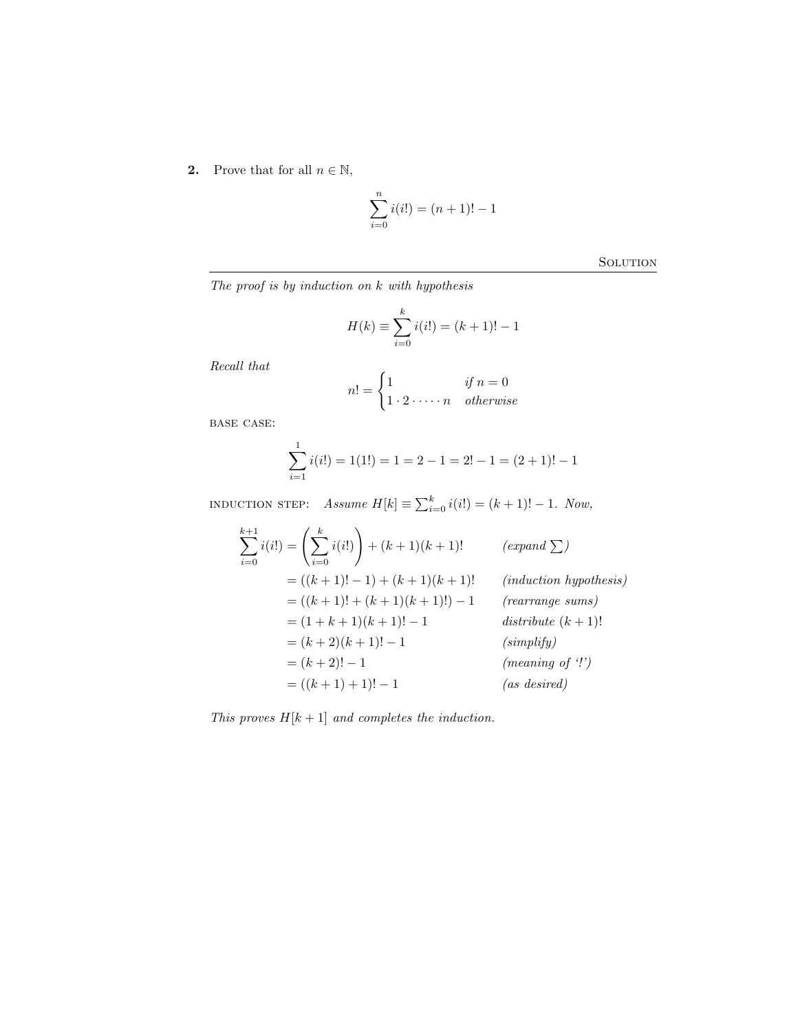**2.** Prove that for all $n \in \mathbb{N}$,

$$\sum_{i=0}^{n} i(i!) = (n+1)! - 1$$

---

<p align="right">SOLUTION</p>

*The proof is by induction on $k$ with hypothesis*

$$H(k) \equiv \sum_{i=0}^{k} i(i!) = (k+1)! - 1$$

*Recall that*

$$n! = \begin{cases} 1 & \text{if } n = 0 \\ 1 \cdot 2 \cdot \cdots \cdot n & \text{otherwise} \end{cases}$$

BASE CASE:

$$\sum_{i=1}^{1} i(i!) = 1(1!) = 1 = 2 - 1 = 2! - 1 = (2+1)! - 1$$

INDUCTION STEP: *Assume* $H[k] \equiv \sum_{i=0}^{k} i(i!) = (k+1)! - 1$. *Now,*

$$\begin{aligned}
\sum_{i=0}^{k+1} i(i!) &= \left( \sum_{i=0}^{k} i(i!) \right) + (k+1)(k+1)! && \textit{(expand } \textstyle\sum\textit{)} \\
&= ((k+1)! - 1) + (k+1)(k+1)! && \textit{(induction hypothesis)} \\
&= ((k+1)! + (k+1)(k+1)!) - 1 && \textit{(rearrange sums)} \\
&= (1 + k + 1)(k+1)! - 1 && \textit{distribute } (k+1)! \\
&= (k+2)(k+1)! - 1 && \textit{(simplify)} \\
&= (k+2)! - 1 && \textit{(meaning of '!')} \\
&= ((k+1)+1)! - 1 && \textit{(as desired)}
\end{aligned}$$

*This proves $H[k+1]$ and completes the induction.*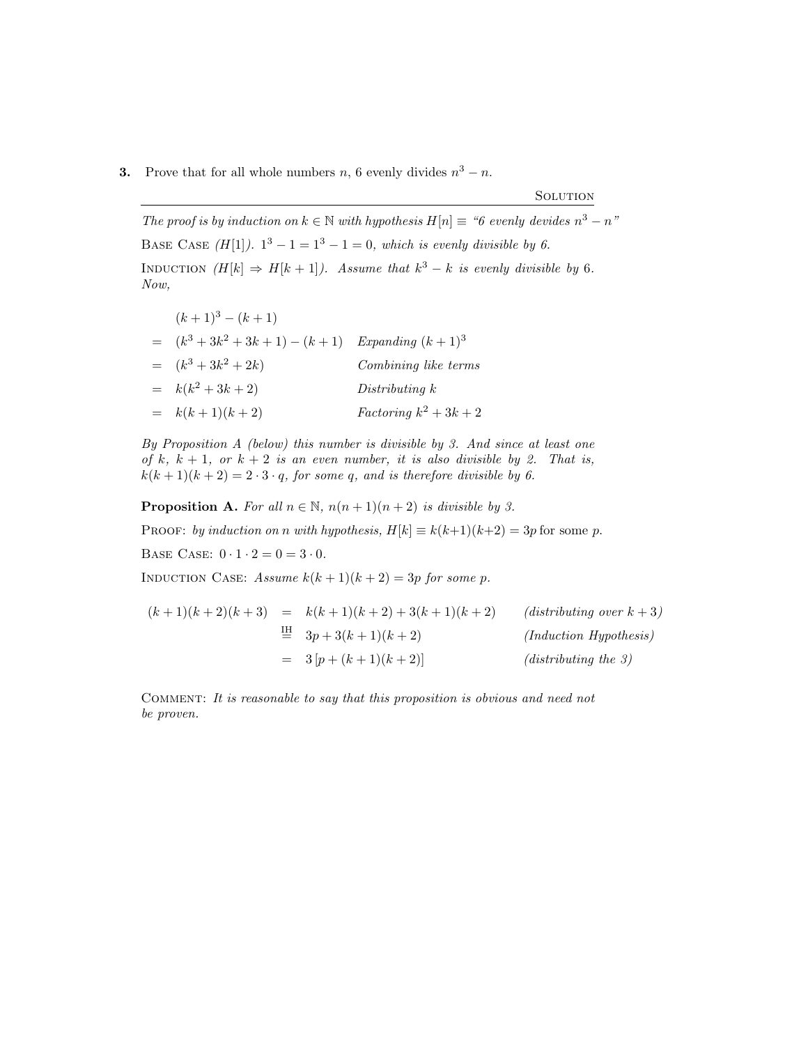**3.** Prove that for all whole numbers $n$, 6 evenly divides $n^3 - n$.

Solution

---

*The proof is by induction on $k \in \mathbb{N}$ with hypothesis $H[n] \equiv$ "6 evenly devides $n^3 - n$"*

Base Case *($H[1]$). $1^3 - 1 = 1^3 - 1 = 0$, which is evenly divisible by 6.*

Induction *($H[k] \Rightarrow H[k+1]$). Assume that $k^3 - k$ is evenly divisible by 6. Now,*

$$
\begin{aligned}
& (k+1)^3 - (k+1) & \\
= \; & (k^3 + 3k^2 + 3k + 1) - (k+1) & \textit{Expanding } (k+1)^3 \\
= \; & (k^3 + 3k^2 + 2k) & \textit{Combining like terms} \\
= \; & k(k^2 + 3k + 2) & \textit{Distributing } k \\
= \; & k(k+1)(k+2) & \textit{Factoring } k^2 + 3k + 2
\end{aligned}
$$

*By Proposition A (below) this number is divisible by 3. And since at least one of $k$, $k+1$, or $k+2$ is an even number, it is also divisible by 2. That is, $k(k+1)(k+2) = 2 \cdot 3 \cdot q$, for some $q$, and is therefore divisible by 6.*

**Proposition A.** *For all $n \in \mathbb{N}$, $n(n+1)(n+2)$ is divisible by 3.*

Proof: *by induction on $n$ with hypothesis, $H[k] \equiv k(k+1)(k+2) = 3p$ for some $p$.*

Base Case: $0 \cdot 1 \cdot 2 = 0 = 3 \cdot 0$.

Induction Case: *Assume $k(k+1)(k+2) = 3p$ for some $p$.*

$$
\begin{aligned}
(k+1)(k+2)(k+3) &= k(k+1)(k+2) + 3(k+1)(k+2) && \textit{(distributing over } k+3\textit{)} \\
&\overset{\text{IH}}{=} 3p + 3(k+1)(k+2) && \textit{(Induction Hypothesis)} \\
&= 3\left[p + (k+1)(k+2)\right] && \textit{(distributing the 3)}
\end{aligned}
$$

Comment: *It is reasonable to say that this proposition is obvious and need not be proven.*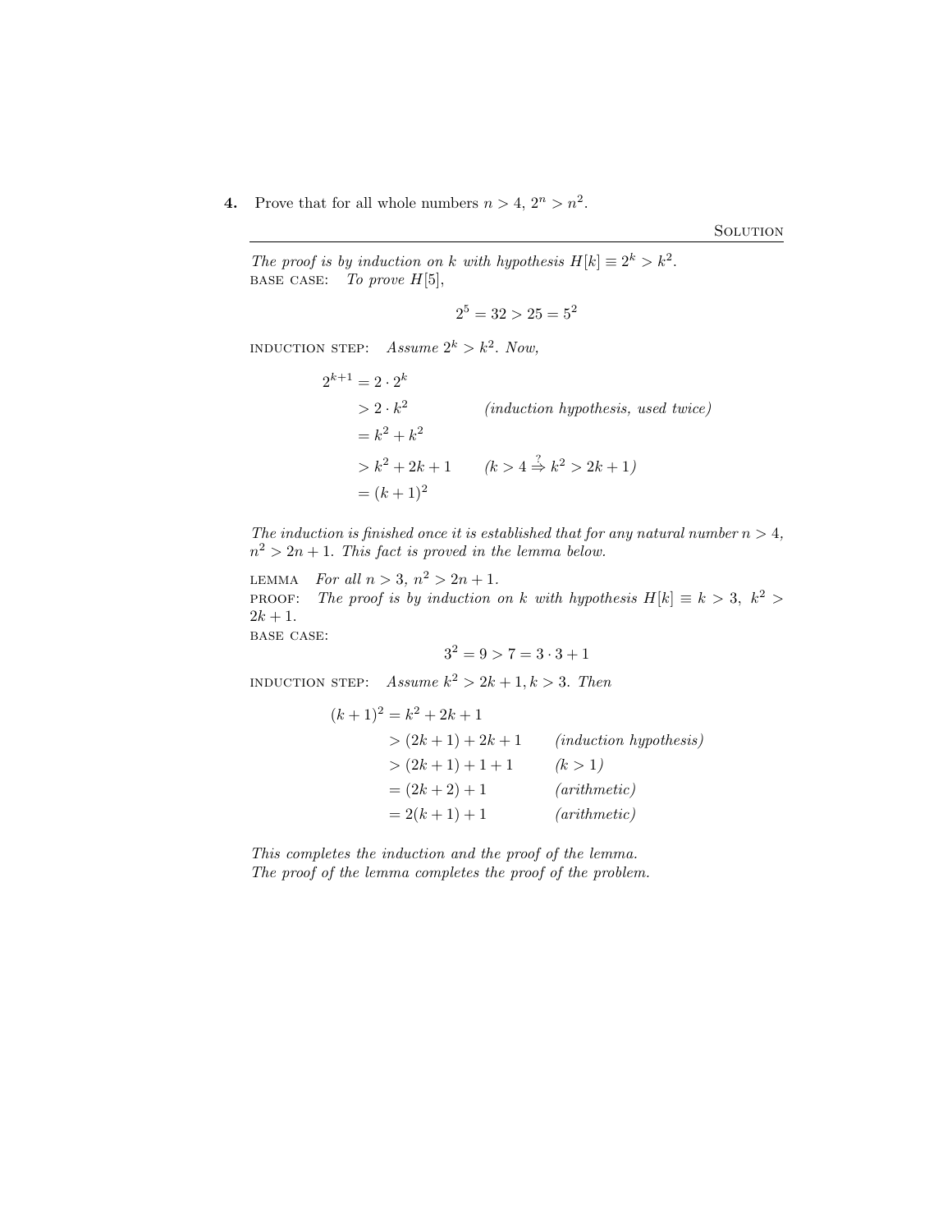**4.** Prove that for all whole numbers $n > 4$, $2^n > n^2$.

SOLUTION

---

*The proof is by induction on $k$ with hypothesis $H[k] \equiv 2^k > k^2$.*
BASE CASE: *To prove $H[5]$,*

$$2^5 = 32 > 25 = 5^2$$

INDUCTION STEP: *Assume $2^k > k^2$. Now,*

$$\begin{aligned}
2^{k+1} &= 2 \cdot 2^k \\
&> 2 \cdot k^2 && \textit{(induction hypothesis, used twice)} \\
&= k^2 + k^2 \\
&> k^2 + 2k + 1 && (k > 4 \overset{?}{\Rightarrow} k^2 > 2k + 1) \\
&= (k+1)^2
\end{aligned}$$

*The induction is finished once it is established that for any natural number $n > 4$, $n^2 > 2n + 1$. This fact is proved in the lemma below.*

LEMMA *For all $n > 3$, $n^2 > 2n + 1$.*
PROOF: *The proof is by induction on $k$ with hypothesis $H[k] \equiv k > 3,\ k^2 > 2k + 1$.*
BASE CASE:

$$3^2 = 9 > 7 = 3 \cdot 3 + 1$$

INDUCTION STEP: *Assume $k^2 > 2k + 1, k > 3$. Then*

$$\begin{aligned}
(k+1)^2 &= k^2 + 2k + 1 \\
&> (2k + 1) + 2k + 1 && \textit{(induction hypothesis)} \\
&> (2k + 1) + 1 + 1 && (k > 1) \\
&= (2k + 2) + 1 && \textit{(arithmetic)} \\
&= 2(k + 1) + 1 && \textit{(arithmetic)}
\end{aligned}$$

*This completes the induction and the proof of the lemma.*
*The proof of the lemma completes the proof of the problem.*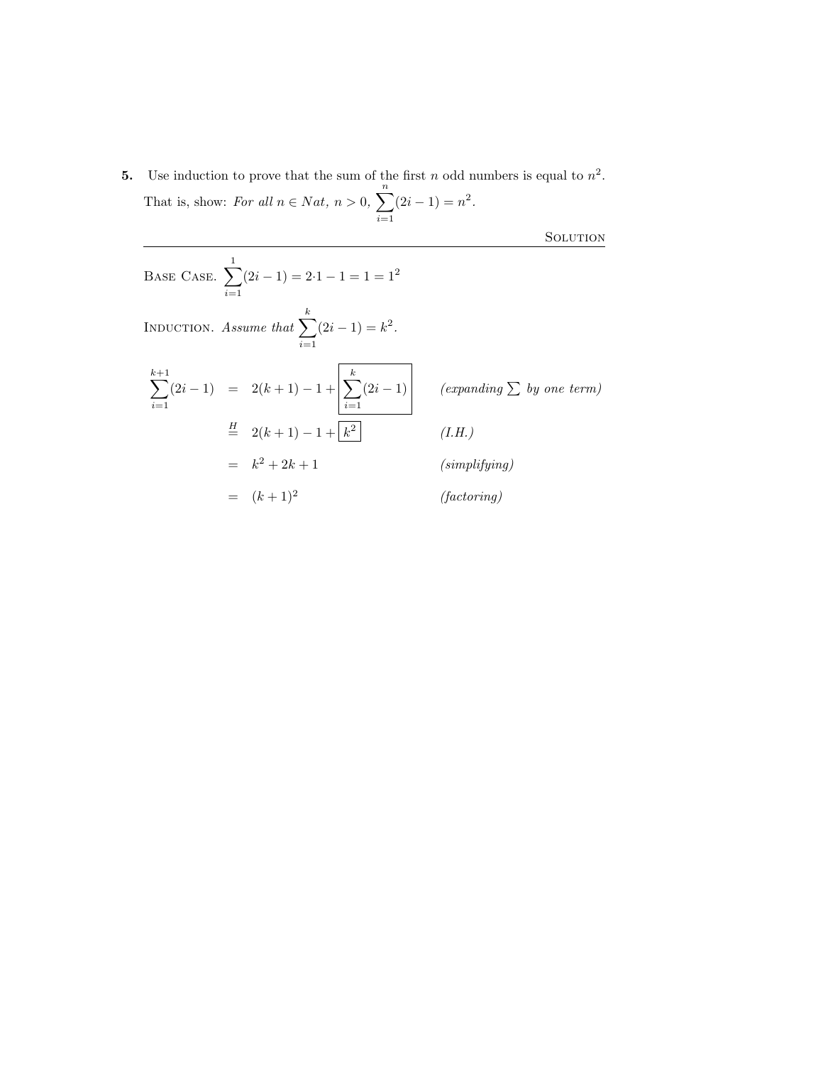**5.** Use induction to prove that the sum of the first $n$ odd numbers is equal to $n^2$.

That is, show: *For all $n \in Nat$, $n > 0$,* $\sum_{i=1}^{n}(2i-1) = n^2$.

---

<div align="right">SOLUTION</div>

BASE CASE. $\sum_{i=1}^{1}(2i-1) = 2{\cdot}1 - 1 = 1 = 1^2$

INDUCTION. *Assume that* $\sum_{i=1}^{k}(2i-1) = k^2$.

$$
\begin{aligned}
\sum_{i=1}^{k+1}(2i-1) &= 2(k+1) - 1 + \boxed{\sum_{i=1}^{k}(2i-1)} && \textit{(expanding } \textstyle\sum \textit{ by one term)} \\
&\overset{H}{=} 2(k+1) - 1 + \boxed{k^2} && \textit{(I.H.)} \\
&= k^2 + 2k + 1 && \textit{(simplifying)} \\
&= (k+1)^2 && \textit{(factoring)}
\end{aligned}
$$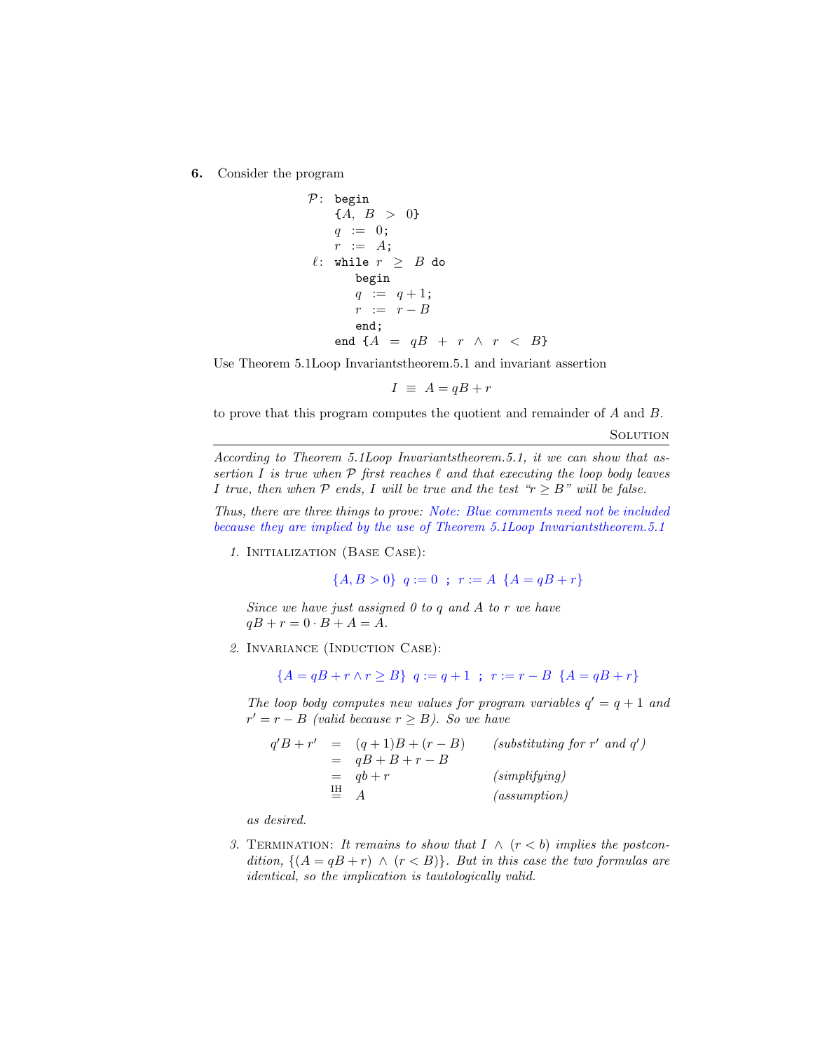**6.** Consider the program

```
𝒫:  begin
    {A, B > 0}
    q := 0;
    r := A;
ℓ:  while r ≥ B do
        begin
        q := q+1;
        r := r−B
        end;
    end {A = qB + r ∧ r < B}
```

Use Theorem 5.1Loop Invariantstheorem.5.1 and invariant assertion

$$I \;\equiv\; A = qB + r$$

to prove that this program computes the quotient and remainder of $A$ and $B$.

Solution

---

*According to Theorem 5.1Loop Invariantstheorem.5.1, it we can show that assertion $I$ is true when $\mathcal{P}$ first reaches $\ell$ and that executing the loop body leaves $I$ true, then when $\mathcal{P}$ ends, $I$ will be true and the test "$r \geq B$" will be false.*

*Thus, there are three things to prove: Note: Blue comments need not be included because they are implied by the use of Theorem 5.1Loop Invariantstheorem.5.1*

1. Initialization (Base Case):

   $$\{A, B > 0\}\ \ q := 0\ \ ;\ \ r := A\ \ \{A = qB + r\}$$

   *Since we have just assigned 0 to $q$ and $A$ to $r$ we have $qB + r = 0 \cdot B + A = A$.*

2. Invariance (Induction Case):

   $$\{A = qB + r \wedge r \geq B\}\ \ q := q+1\ \ ;\ \ r := r - B\ \ \{A = qB + r\}$$

   *The loop body computes new values for program variables $q' = q + 1$ and $r' = r - B$ (valid because $r \geq B$). So we have*

   $$\begin{aligned} q'B + r' &= (q+1)B + (r - B) && \text{(substituting for } r' \text{ and } q'\text{)} \\ &= qB + B + r - B \\ &= qb + r && \text{(simplifying)} \\ &\overset{\text{IH}}{=} A && \text{(assumption)} \end{aligned}$$

   *as desired.*

3. Termination: *It remains to show that $I \wedge (r < b)$ implies the postcondition, $\{(A = qB + r) \wedge (r < B)\}$. But in this case the two formulas are identical, so the implication is tautologically valid.*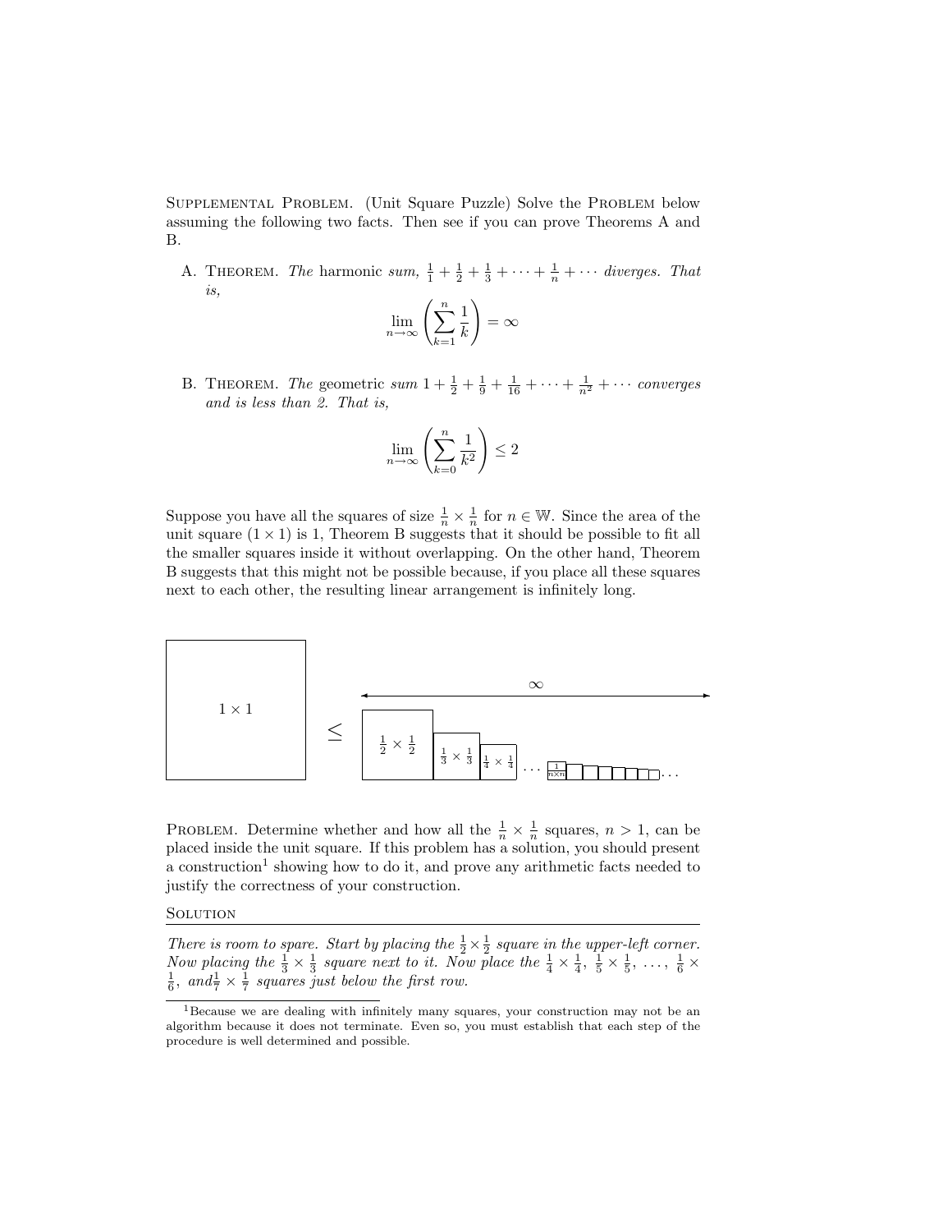Supplemental Problem. (Unit Square Puzzle) Solve the Problem below assuming the following two facts. Then see if you can prove Theorems A and B.

A. Theorem. *The* harmonic *sum,* $\frac{1}{1} + \frac{1}{2} + \frac{1}{3} + \cdots + \frac{1}{n} + \cdots$ *diverges. That is,*

$$\lim_{n\to\infty} \left( \sum_{k=1}^{n} \frac{1}{k} \right) = \infty$$

B. Theorem. *The* geometric *sum* $1 + \frac{1}{2} + \frac{1}{9} + \frac{1}{16} + \cdots + \frac{1}{n^2} + \cdots$ *converges and is less than 2. That is,*

$$\lim_{n\to\infty} \left( \sum_{k=0}^{n} \frac{1}{k^2} \right) \leq 2$$

Suppose you have all the squares of size $\frac{1}{n} \times \frac{1}{n}$ for $n \in \mathbb{W}$. Since the area of the unit square $(1 \times 1)$ is 1, Theorem B suggests that it should be possible to fit all the smaller squares inside it without overlapping. On the other hand, Theorem B suggests that this might not be possible because, if you place all these squares next to each other, the resulting linear arrangement is infinitely long.

$1 \times 1$ $\leq$ $\frac{1}{2} \times \frac{1}{2}$ $\frac{1}{3} \times \frac{1}{3}$ $\frac{1}{4} \times \frac{1}{4}$ $\cdots$ $\frac{1}{n \times n}$ $\cdots$ $\infty$

Problem. Determine whether and how all the $\frac{1}{n} \times \frac{1}{n}$ squares, $n > 1$, can be placed inside the unit square. If this problem has a solution, you should present a construction[1] showing how to do it, and prove any arithmetic facts needed to justify the correctness of your construction.

Solution

---

*There is room to spare. Start by placing the $\frac{1}{2} \times \frac{1}{2}$ square in the upper-left corner. Now placing the $\frac{1}{3} \times \frac{1}{3}$ square next to it. Now place the $\frac{1}{4} \times \frac{1}{4}$, $\frac{1}{5} \times \frac{1}{5}$, $\ldots$, $\frac{1}{6} \times \frac{1}{6}$, and $\frac{1}{7} \times \frac{1}{7}$ squares just below the first row.*

---

[1] Because we are dealing with infinitely many squares, your construction may not be an algorithm because it does not terminate. Even so, you must establish that each step of the procedure is well determined and possible.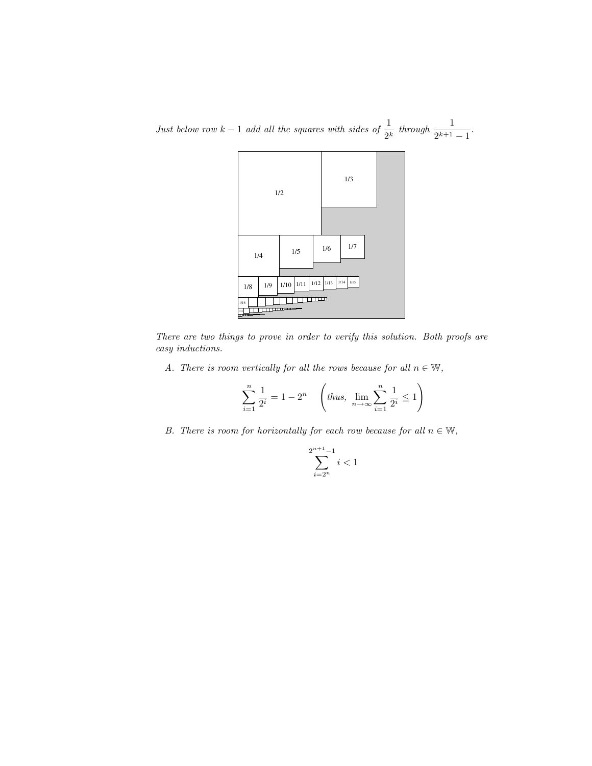*Just below row $k-1$ add all the squares with sides of $\frac{1}{2^k}$ through $\frac{1}{2^{k+1}-1}$.*

1/2

1/3

1/4

1/5

1/6

1/7

1/8

1/9

1/10

1/11

1/12

1/13

1/14

1/15

1/16

*There are two things to prove in order to verify this solution. Both proofs are easy inductions.*

A. *There is room vertically for all the rows because for all $n \in \mathbb{W}$,*

$$\sum_{i=1}^{n} \frac{1}{2^i} = 1 - 2^n \quad \left( \textit{thus, } \lim_{n \to \infty} \sum_{i=1}^{n} \frac{1}{2^i} \leq 1 \right)$$

B. *There is room for horizontally for each row because for all $n \in \mathbb{W}$,*

$$\sum_{i=2^n}^{2^{n+1}-1} i < 1$$